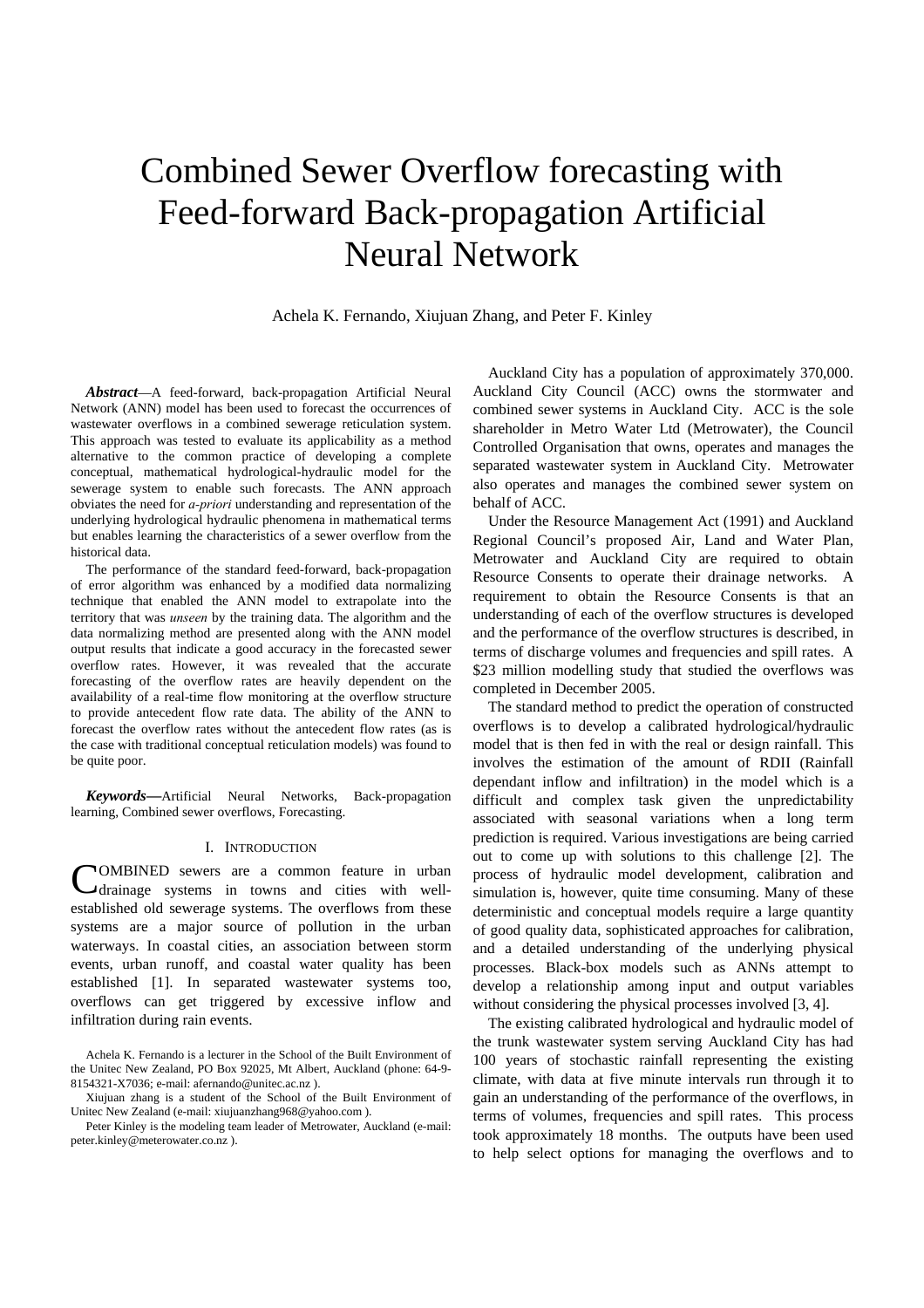# Combined Sewer Overflow forecasting with Feed-forward Back-propagation Artificial Neural Network

Achela K. Fernando, Xiujuan Zhang, and Peter F. Kinley

***Abstract*****—**A feed-forward, back-propagation Artificial Neural Network (ANN) model has been used to forecast the occurrences of wastewater overflows in a combined sewerage reticulation system. This approach was tested to evaluate its applicability as a method alternative to the common practice of developing a complete conceptual, mathematical hydrological-hydraulic model for the sewerage system to enable such forecasts. The ANN approach obviates the need for *a-priori* understanding and representation of the underlying hydrological hydraulic phenomena in mathematical terms but enables learning the characteristics of a sewer overflow from the historical data.

The performance of the standard feed-forward, back-propagation of error algorithm was enhanced by a modified data normalizing technique that enabled the ANN model to extrapolate into the territory that was *unseen* by the training data. The algorithm and the data normalizing method are presented along with the ANN model output results that indicate a good accuracy in the forecasted sewer overflow rates. However, it was revealed that the accurate forecasting of the overflow rates are heavily dependent on the availability of a real-time flow monitoring at the overflow structure to provide antecedent flow rate data. The ability of the ANN to forecast the overflow rates without the antecedent flow rates (as is the case with traditional conceptual reticulation models) was found to be quite poor.

***Keywords*****—**Artificial Neural Networks, Back-propagation learning, Combined sewer overflows, Forecasting.

## I. Introduction

COMBINED sewers are a common feature in urban drainage systems in towns and cities with well-established old sewerage systems. The overflows from these systems are a major source of pollution in the urban waterways. In coastal cities, an association between storm events, urban runoff, and coastal water quality has been established [1]. In separated wastewater systems too, overflows can get triggered by excessive inflow and infiltration during rain events.

Achela K. Fernando is a lecturer in the School of the Built Environment of the Unitec New Zealand, PO Box 92025, Mt Albert, Auckland (phone: 64-9-8154321-X7036; e-mail: afernando@unitec.ac.nz ).

Xiujuan zhang is a student of the School of the Built Environment of Unitec New Zealand (e-mail: xiujuanzhang968@yahoo.com ).

Peter Kinley is the modeling team leader of Metrowater, Auckland (e-mail: peter.kinley@meterowater.co.nz ).

Auckland City has a population of approximately 370,000. Auckland City Council (ACC) owns the stormwater and combined sewer systems in Auckland City. ACC is the sole shareholder in Metro Water Ltd (Metrowater), the Council Controlled Organisation that owns, operates and manages the separated wastewater system in Auckland City. Metrowater also operates and manages the combined sewer system on behalf of ACC.

Under the Resource Management Act (1991) and Auckland Regional Council's proposed Air, Land and Water Plan, Metrowater and Auckland City are required to obtain Resource Consents to operate their drainage networks. A requirement to obtain the Resource Consents is that an understanding of each of the overflow structures is developed and the performance of the overflow structures is described, in terms of discharge volumes and frequencies and spill rates. A $23 million modelling study that studied the overflows was completed in December 2005.

The standard method to predict the operation of constructed overflows is to develop a calibrated hydrological/hydraulic model that is then fed in with the real or design rainfall. This involves the estimation of the amount of RDII (Rainfall dependant inflow and infiltration) in the model which is a difficult and complex task given the unpredictability associated with seasonal variations when a long term prediction is required. Various investigations are being carried out to come up with solutions to this challenge [2]. The process of hydraulic model development, calibration and simulation is, however, quite time consuming. Many of these deterministic and conceptual models require a large quantity of good quality data, sophisticated approaches for calibration, and a detailed understanding of the underlying physical processes. Black-box models such as ANNs attempt to develop a relationship among input and output variables without considering the physical processes involved [3, 4].

The existing calibrated hydrological and hydraulic model of the trunk wastewater system serving Auckland City has had 100 years of stochastic rainfall representing the existing climate, with data at five minute intervals run through it to gain an understanding of the performance of the overflows, in terms of volumes, frequencies and spill rates. This process took approximately 18 months. The outputs have been used to help select options for managing the overflows and to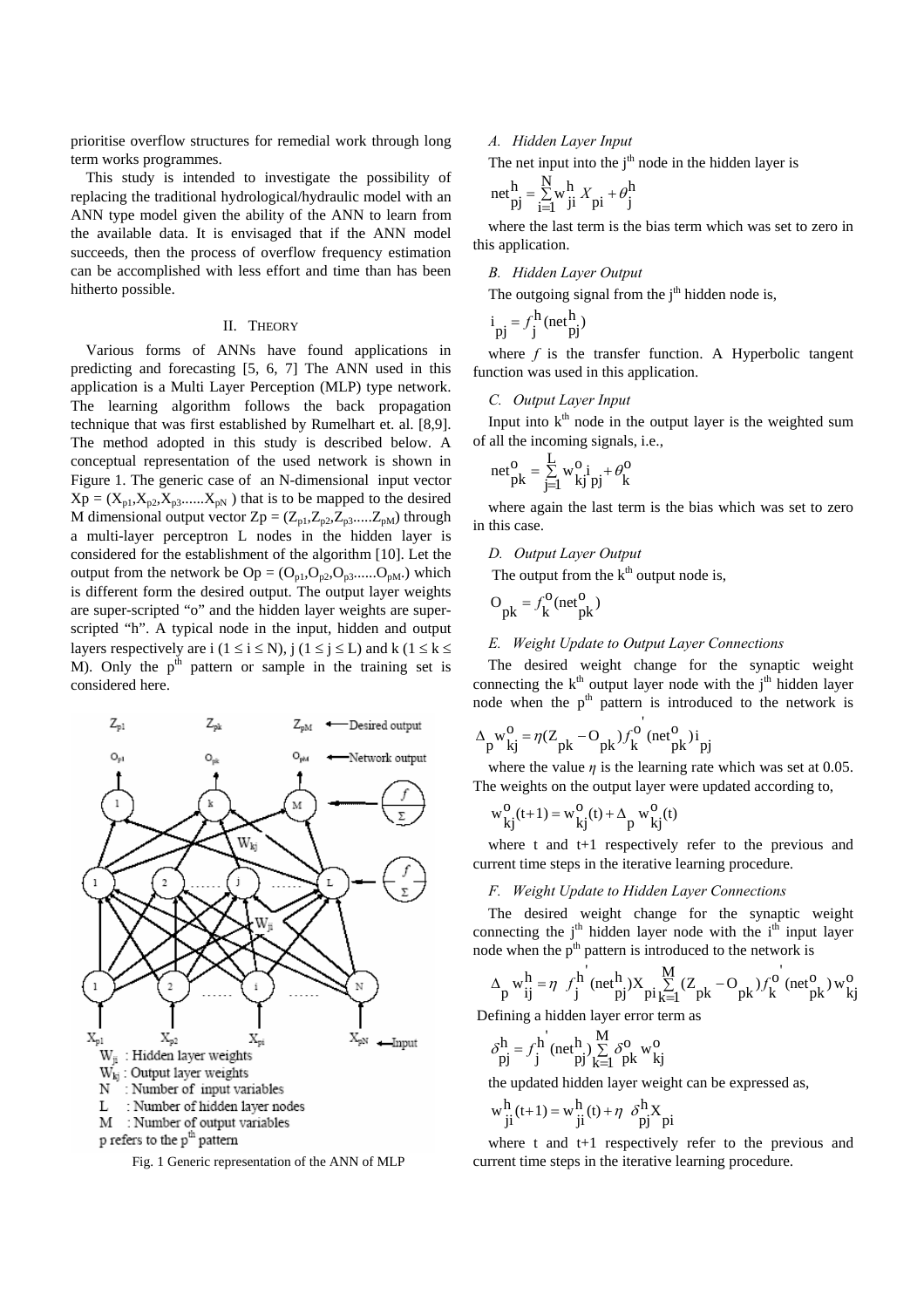prioritise overflow structures for remedial work through long term works programmes.

This study is intended to investigate the possibility of replacing the traditional hydrological/hydraulic model with an ANN type model given the ability of the ANN to learn from the available data. It is envisaged that if the ANN model succeeds, then the process of overflow frequency estimation can be accomplished with less effort and time than has been hitherto possible.

## II. Theory

Various forms of ANNs have found applications in predicting and forecasting [5, 6, 7] The ANN used in this application is a Multi Layer Perception (MLP) type network. The learning algorithm follows the back propagation technique that was first established by Rumelhart et. al. [8,9]. The method adopted in this study is described below. A conceptual representation of the used network is shown in Figure 1. The generic case of an N-dimensional input vector $Xp = (X_{p1}, X_{p2}, X_{p3} ...... X_{pN})$ that is to be mapped to the desired M dimensional output vector $Zp = (Z_{p1}, Z_{p2}, Z_{p3} ..... Z_{pM})$ through a multi-layer perceptron L nodes in the hidden layer is considered for the establishment of the algorithm [10]. Let the output from the network be $Op = (O_{p1}, O_{p2}, O_{p3} ...... O_{pM}.)$ which is different form the desired output. The output layer weights are super-scripted "o" and the hidden layer weights are super-scripted "h". A typical node in the input, hidden and output layers respectively are i ($1 \le i \le N$), j ($1 \le j \le L$) and k ($1 \le k \le M$). Only the p[th] pattern or sample in the training set is considered here.

Fig. 1 Generic representation of the ANN of MLP

### *A. Hidden Layer Input*

The net input into the j[th] node in the hidden layer is

$$net^{h}_{pj} = \sum_{i=1}^{N} w^{h}_{ji} X_{pi} + \theta^{h}_{j}$$

where the last term is the bias term which was set to zero in this application.

### *B. Hidden Layer Output*

The outgoing signal from the j[th] hidden node is,

$$i_{pj} = f^{h}_{j}(net^{h}_{pj})$$

where $f$ is the transfer function. A Hyperbolic tangent function was used in this application.

### *C. Output Layer Input*

Input into k[th] node in the output layer is the weighted sum of all the incoming signals, i.e.,

$$net^{o}_{pk} = \sum_{j=1}^{L} w^{o}_{kj} i_{pj} + \theta^{o}_{k}$$

where again the last term is the bias which was set to zero in this case.

### *D. Output Layer Output*

The output from the k[th] output node is,

$$O_{pk} = f^{o}_{k}(net^{o}_{pk})$$

### *E. Weight Update to Output Layer Connections*

The desired weight change for the synaptic weight connecting the k[th] output layer node with the j[th] hidden layer node when the p[th] pattern is introduced to the network is

$$\Delta_{p} w^{o}_{kj} = \eta (Z_{pk} - O_{pk}) f^{o'}_{k}(net^{o}_{pk}) i_{pj}$$

where the value $\eta$ is the learning rate which was set at 0.05. The weights on the output layer were updated according to,

$$w^{o}_{kj}(t+1) = w^{o}_{kj}(t) + \Delta_{p} w^{o}_{kj}(t)$$

where t and t+1 respectively refer to the previous and current time steps in the iterative learning procedure.

### *F. Weight Update to Hidden Layer Connections*

The desired weight change for the synaptic weight connecting the j[th] hidden layer node with the i[th] input layer node when the p[th] pattern is introduced to the network is

$$\Delta_{p} w^{h}_{ij} = \eta \; f^{h'}_{j}(net^{h}_{pj}) X_{pi} \sum_{k=1}^{M} (Z_{pk} - O_{pk}) f^{o'}_{k}(net^{o}_{pk}) w^{o}_{kj}$$

Defining a hidden layer error term as

$$\delta^{h}_{pj} = f^{h'}_{j}(net^{h}_{pj}) \sum_{k=1}^{M} \delta^{o}_{pk} w^{o}_{kj}$$

the updated hidden layer weight can be expressed as,

$$w^{h}_{ji}(t+1) = w^{h}_{ji}(t) + \eta \; \delta^{h}_{pj} X_{pi}$$

where t and t+1 respectively refer to the previous and current time steps in the iterative learning procedure.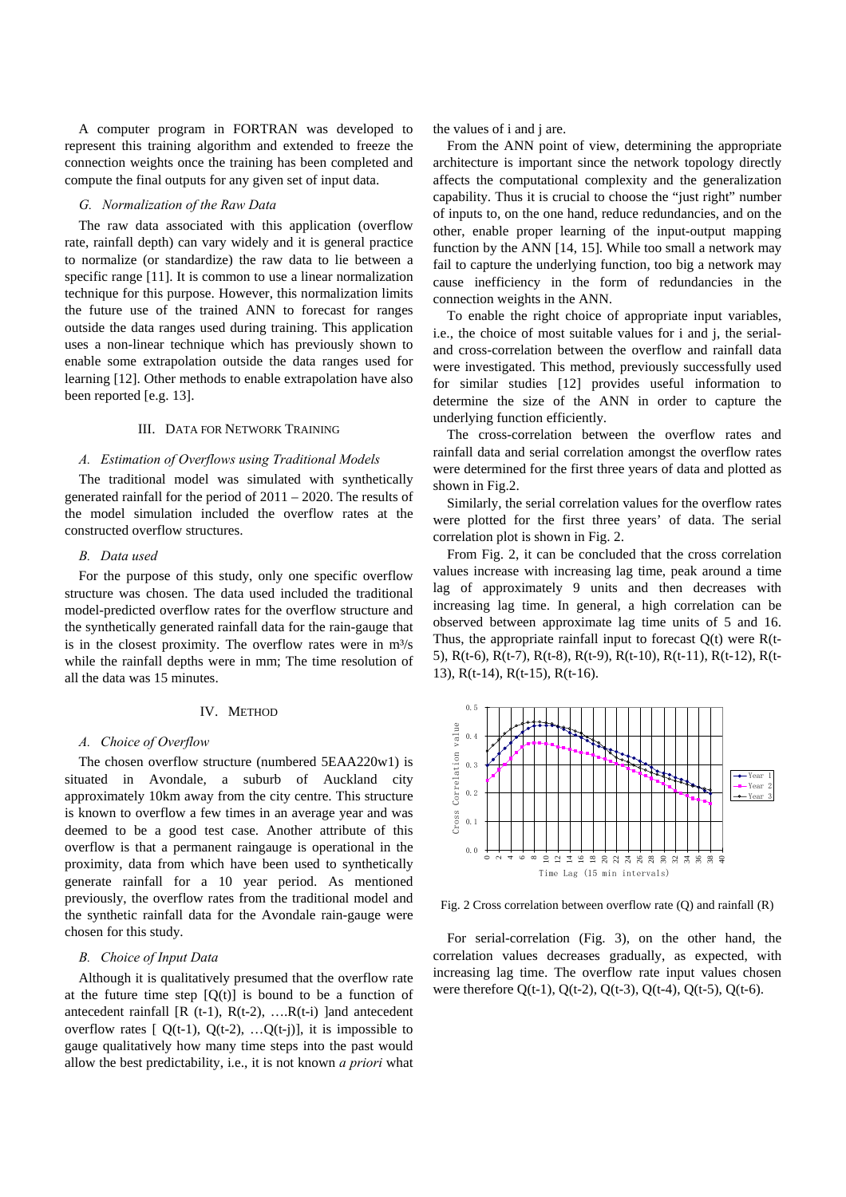A computer program in FORTRAN was developed to represent this training algorithm and extended to freeze the connection weights once the training has been completed and compute the final outputs for any given set of input data.

### G. Normalization of the Raw Data

The raw data associated with this application (overflow rate, rainfall depth) can vary widely and it is general practice to normalize (or standardize) the raw data to lie between a specific range [11]. It is common to use a linear normalization technique for this purpose. However, this normalization limits the future use of the trained ANN to forecast for ranges outside the data ranges used during training. This application uses a non-linear technique which has previously shown to enable some extrapolation outside the data ranges used for learning [12]. Other methods to enable extrapolation have also been reported [e.g. 13].

## III. Data for Network Training

### A. Estimation of Overflows using Traditional Models

The traditional model was simulated with synthetically generated rainfall for the period of 2011 – 2020. The results of the model simulation included the overflow rates at the constructed overflow structures.

### B. Data used

For the purpose of this study, only one specific overflow structure was chosen. The data used included the traditional model-predicted overflow rates for the overflow structure and the synthetically generated rainfall data for the rain-gauge that is in the closest proximity. The overflow rates were in $m^3/s$ while the rainfall depths were in mm; The time resolution of all the data was 15 minutes.

## IV. Method

### A. Choice of Overflow

The chosen overflow structure (numbered 5EAA220w1) is situated in Avondale, a suburb of Auckland city approximately 10km away from the city centre. This structure is known to overflow a few times in an average year and was deemed to be a good test case. Another attribute of this overflow is that a permanent raingauge is operational in the proximity, data from which have been used to synthetically generate rainfall for a 10 year period. As mentioned previously, the overflow rates from the traditional model and the synthetic rainfall data for the Avondale rain-gauge were chosen for this study.

### B. Choice of Input Data

Although it is qualitatively presumed that the overflow rate at the future time step [Q(t)] is bound to be a function of antecedent rainfall [R (t-1), R(t-2), ….R(t-i) ]and antecedent overflow rates [ Q(t-1), Q(t-2), …Q(t-j)], it is impossible to gauge qualitatively how many time steps into the past would allow the best predictability, i.e., it is not known *a priori* what the values of i and j are.

From the ANN point of view, determining the appropriate architecture is important since the network topology directly affects the computational complexity and the generalization capability. Thus it is crucial to choose the "just right" number of inputs to, on the one hand, reduce redundancies, and on the other, enable proper learning of the input-output mapping function by the ANN [14, 15]. While too small a network may fail to capture the underlying function, too big a network may cause inefficiency in the form of redundancies in the connection weights in the ANN.

To enable the right choice of appropriate input variables, i.e., the choice of most suitable values for i and j, the serial- and cross-correlation between the overflow and rainfall data were investigated. This method, previously successfully used for similar studies [12] provides useful information to determine the size of the ANN in order to capture the underlying function efficiently.

The cross-correlation between the overflow rates and rainfall data and serial correlation amongst the overflow rates were determined for the first three years of data and plotted as shown in Fig.2.

Similarly, the serial correlation values for the overflow rates were plotted for the first three years' of data. The serial correlation plot is shown in Fig. 2.

From Fig. 2, it can be concluded that the cross correlation values increase with increasing lag time, peak around a time lag of approximately 9 units and then decreases with increasing lag time. In general, a high correlation can be observed between approximate lag time units of 5 and 16. Thus, the appropriate rainfall input to forecast Q(t) were R(t-5), R(t-6), R(t-7), R(t-8), R(t-9), R(t-10), R(t-11), R(t-12), R(t-13), R(t-14), R(t-15), R(t-16).

Fig. 2 Cross correlation between overflow rate (Q) and rainfall (R)

For serial-correlation (Fig. 3), on the other hand, the correlation values decreases gradually, as expected, with increasing lag time. The overflow rate input values chosen were therefore Q(t-1), Q(t-2), Q(t-3), Q(t-4), Q(t-5), Q(t-6).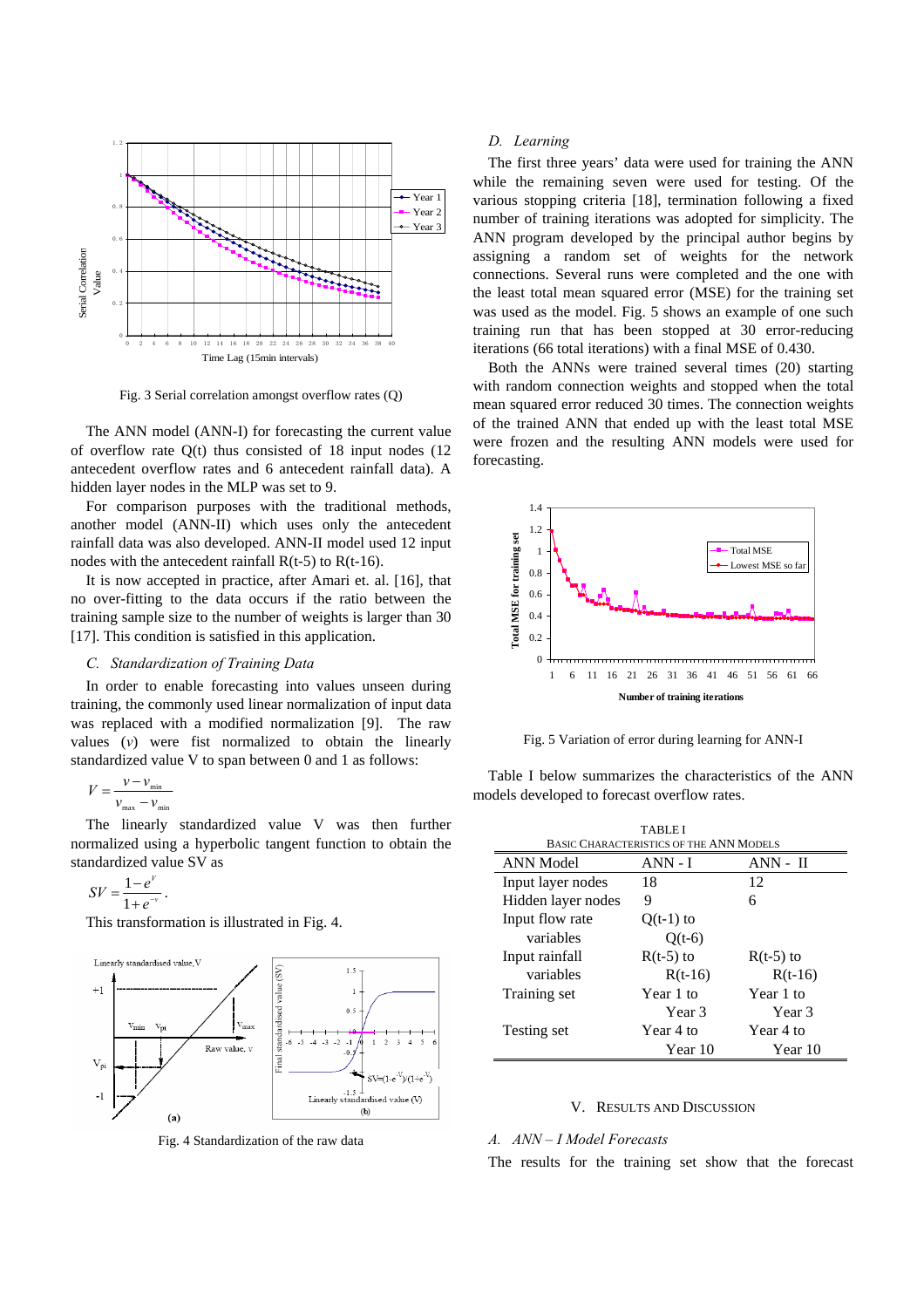Fig. 3 Serial correlation amongst overflow rates (Q)

The ANN model (ANN-I) for forecasting the current value of overflow rate Q(t) thus consisted of 18 input nodes (12 antecedent overflow rates and 6 antecedent rainfall data). A hidden layer nodes in the MLP was set to 9.

For comparison purposes with the traditional methods, another model (ANN-II) which uses only the antecedent rainfall data was also developed. ANN-II model used 12 input nodes with the antecedent rainfall R(t-5) to R(t-16).

It is now accepted in practice, after Amari et. al. [16], that no over-fitting to the data occurs if the ratio between the training sample size to the number of weights is larger than 30 [17]. This condition is satisfied in this application.

### C. Standardization of Training Data

In order to enable forecasting into values unseen during training, the commonly used linear normalization of input data was replaced with a modified normalization [9]. The raw values ($v$) were fist normalized to obtain the linearly standardized value V to span between 0 and 1 as follows:

$$V = \frac{v - v_{\min}}{v_{\max} - v_{\min}}$$

The linearly standardized value V was then further normalized using a hyperbolic tangent function to obtain the standardized value SV as

$$SV = \frac{1 - e^{V}}{1 + e^{-v}}.$$

This transformation is illustrated in Fig. 4.

Fig. 4 Standardization of the raw data

### D. Learning

The first three years' data were used for training the ANN while the remaining seven were used for testing. Of the various stopping criteria [18], termination following a fixed number of training iterations was adopted for simplicity. The ANN program developed by the principal author begins by assigning a random set of weights for the network connections. Several runs were completed and the one with the least total mean squared error (MSE) for the training set was used as the model. Fig. 5 shows an example of one such training run that has been stopped at 30 error-reducing iterations (66 total iterations) with a final MSE of 0.430.

Both the ANNs were trained several times (20) starting with random connection weights and stopped when the total mean squared error reduced 30 times. The connection weights of the trained ANN that ended up with the least total MSE were frozen and the resulting ANN models were used for forecasting.

Fig. 5 Variation of error during learning for ANN-I

Table I below summarizes the characteristics of the ANN models developed to forecast overflow rates.

TABLE I
BASIC CHARACTERISTICS OF THE ANN MODELS

| ANN Model | ANN - I | ANN - II |
|---|---|---|
| Input layer nodes | 18 | 12 |
| Hidden layer nodes | 9 | 6 |
| Input flow rate variables | Q(t-1) to Q(t-6) | |
| Input rainfall variables | R(t-5) to R(t-16) | R(t-5) to R(t-16) |
| Training set | Year 1 to Year 3 | Year 1 to Year 3 |
| Testing set | Year 4 to Year 10 | Year 4 to Year 10 |

## V. RESULTS AND DISCUSSION

### A. ANN – I Model Forecasts

The results for the training set show that the forecast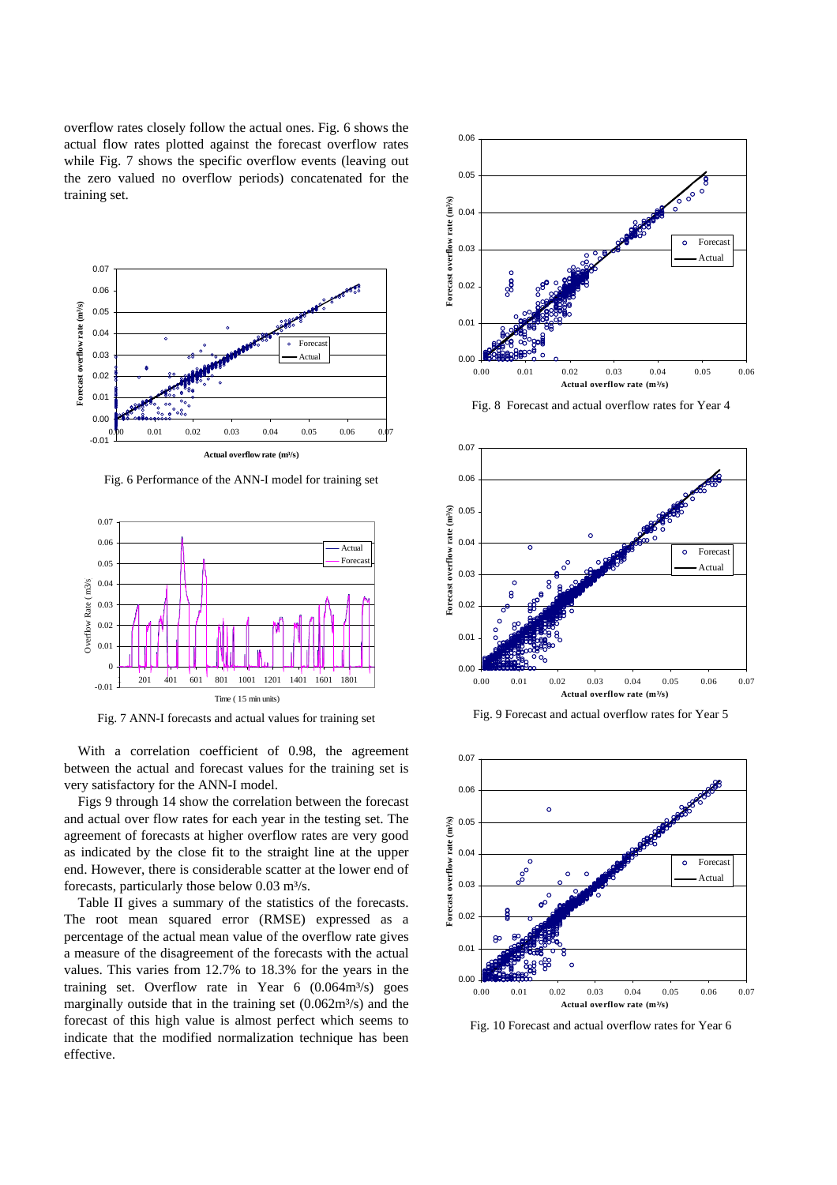overflow rates closely follow the actual ones. Fig. 6 shows the actual flow rates plotted against the forecast overflow rates while Fig. 7 shows the specific overflow events (leaving out the zero valued no overflow periods) concatenated for the training set.

Fig. 6 Performance of the ANN-I model for training set

Fig. 7 ANN-I forecasts and actual values for training set

With a correlation coefficient of 0.98, the agreement between the actual and forecast values for the training set is very satisfactory for the ANN-I model.

Figs 9 through 14 show the correlation between the forecast and actual over flow rates for each year in the testing set. The agreement of forecasts at higher overflow rates are very good as indicated by the close fit to the straight line at the upper end. However, there is considerable scatter at the lower end of forecasts, particularly those below 0.03 m³/s.

Table II gives a summary of the statistics of the forecasts. The root mean squared error (RMSE) expressed as a percentage of the actual mean value of the overflow rate gives a measure of the disagreement of the forecasts with the actual values. This varies from 12.7% to 18.3% for the years in the training set. Overflow rate in Year 6 (0.064m³/s) goes marginally outside that in the training set (0.062m³/s) and the forecast of this high value is almost perfect which seems to indicate that the modified normalization technique has been effective.

Fig. 8 Forecast and actual overflow rates for Year 4

Fig. 9 Forecast and actual overflow rates for Year 5

Fig. 10 Forecast and actual overflow rates for Year 6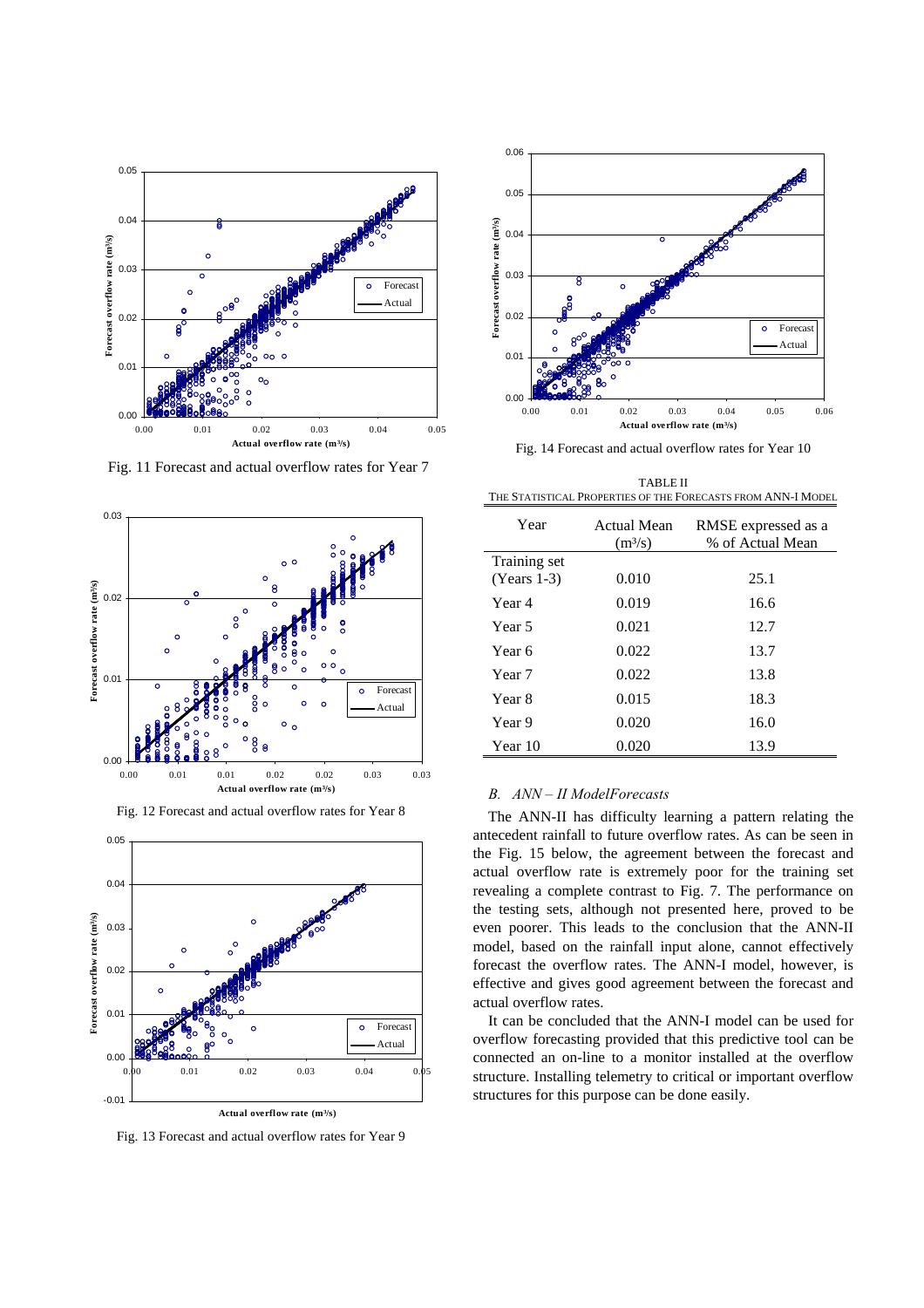Fig. 11 Forecast and actual overflow rates for Year 7

Fig. 12 Forecast and actual overflow rates for Year 8

Fig. 13 Forecast and actual overflow rates for Year 9

Fig. 14 Forecast and actual overflow rates for Year 10

TABLE II
THE STATISTICAL PROPERTIES OF THE FORECASTS FROM ANN-I MODEL

| Year | Actual Mean ($m^3/s$) | RMSE expressed as a % of Actual Mean |
|---|---|---|
| Training set (Years 1-3) | 0.010 | 25.1 |
| Year 4 | 0.019 | 16.6 |
| Year 5 | 0.021 | 12.7 |
| Year 6 | 0.022 | 13.7 |
| Year 7 | 0.022 | 13.8 |
| Year 8 | 0.015 | 18.3 |
| Year 9 | 0.020 | 16.0 |
| Year 10 | 0.020 | 13.9 |

### *B. ANN – II ModelForecasts*

The ANN-II has difficulty learning a pattern relating the antecedent rainfall to future overflow rates. As can be seen in the Fig. 15 below, the agreement between the forecast and actual overflow rate is extremely poor for the training set revealing a complete contrast to Fig. 7. The performance on the testing sets, although not presented here, proved to be even poorer. This leads to the conclusion that the ANN-II model, based on the rainfall input alone, cannot effectively forecast the overflow rates. The ANN-I model, however, is effective and gives good agreement between the forecast and actual overflow rates.

It can be concluded that the ANN-I model can be used for overflow forecasting provided that this predictive tool can be connected an on-line to a monitor installed at the overflow structure. Installing telemetry to critical or important overflow structures for this purpose can be done easily.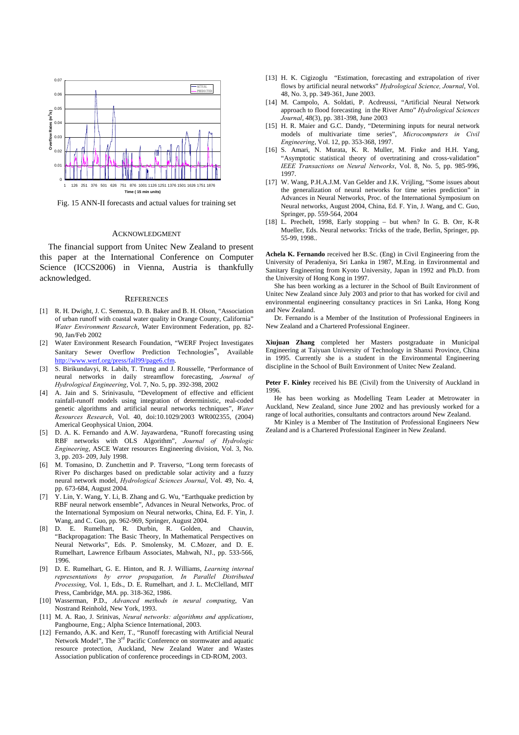0.07
0.06
0.05
0.04
0.03
0.02
0.01
0
Overflow Rates ($m^3$/s)
ACTUAL
PREDICTED
1 126 251 376 501 626 751 876 1001 1126 1251 1376 1501 1626 1751 1876
Time ( 15 min units)

Fig. 15 ANN-II forecasts and actual values for training set

## ACKNOWLEDGMENT

The financial support from Unitec New Zealand to present this paper at the International Conference on Computer Science (ICCS2006) in Vienna, Austria is thankfully acknowledged.

## REFERENCES

[1] R. H. Dwight, J. C. Semenza, D. B. Baker and B. H. Olson, "Association of urban runoff with coastal water quality in Orange County, California" *Water Environment Research*, Water Environment Federation, pp. 82-90, Jan/Feb 2002

[2] Water Environment Research Foundation, "WERF Project Investigates Sanitary Sewer Overflow Prediction Technologies", Available http://www.werf.org/press/fall99/page6.cfm.

[3] S. Birikundavyi, R. Labib, T. Trung and J. Rousselle, "Performance of neural networks in daily streamflow forecasting, *Journal of Hydrological Engineering*, Vol. 7, No. 5, pp. 392-398, 2002

[4] A. Jain and S. Srinivasulu, "Development of effective and efficient rainfall-runoff models using integration of deterministic, real-coded genetic algorithms and artificial neural networks techniques", *Water Resources Research*, Vol. 40, doi:10.1029/2003 WR002355, (2004) Americal Geophysical Union, 2004.

[5] D. A. K. Fernando and A.W. Jayawardena, "Runoff forecasting using RBF networks with OLS Algorithm", *Journal of Hydrologic Engineering*, ASCE Water resources Engineering division, Vol. 3, No. 3, pp. 203- 209, July 1998.

[6] M. Tomasino, D. Zunchettin and P. Traverso, "Long term forecasts of River Po discharges based on predictable solar activity and a fuzzy neural network model, *Hydrological Sciences Journal*, Vol. 49, No. 4, pp. 673-684, August 2004.

[7] Y. Lin, Y. Wang, Y. Li, B. Zhang and G. Wu, "Earthquake prediction by RBF neural network ensemble", Advances in Neural Networks, Proc. of the International Symposium on Neural networks, China, Ed. F. Yin, J. Wang, and C. Guo, pp. 962-969, Springer, August 2004.

[8] D. E. Rumelhart, R. Durbin, R. Golden, and Chauvin, "Backpropagation: The Basic Theory, In Mathematical Perspectives on Neural Networks", Eds. P. Smolensky, M. C.Mozer, and D. E. Rumelhart, Lawrence Erlbaum Associates, Mahwah, NJ., pp. 533-566, 1996.

[9] D. E. Rumelhart, G. E. Hinton, and R. J. Williams, *Learning internal representations by error propagation, In Parallel Distributed Processing*, Vol. 1, Eds., D. E. Rumelhart, and J. L. McClelland, MIT Press, Cambridge, MA. pp. 318-362, 1986.

[10] Wasserman, P.D., *Advanced methods in neural computing*, Van Nostrand Reinhold, New York, 1993.

[11] M. A. Rao, J. Srinivas, *Neural networks: algorithms and applications*, Pangbourne, Eng.; Alpha Science International, 2003.

[12] Fernando, A.K. and Kerr, T., "Runoff forecasting with Artificial Neural Network Model", The 3rd Pacific Conference on stormwater and aquatic resource protection, Auckland, New Zealand Water and Wastes Association publication of conference proceedings in CD-ROM, 2003.

[13] H. K. Cigizoglu "Estimation, forecasting and extrapolation of river flows by artificial neural networks" *Hydrological Science, Journal*, Vol. 48, No. 3, pp. 349-361, June 2003.

[14] M. Campolo, A. Soldati, P. Acdreussi, "Artificial Neural Network approach to flood forecasting in the River Arno" *Hydrological Sciences Journal*, 48(3), pp. 381-398, June 2003

[15] H. R. Maier and G.C. Dandy, "Determining inputs for neural network models of multivariate time series", *Microcomputers in Civil Engineering*, Vol. 12, pp. 353-368, 1997.

[16] S. Amari, N. Murata, K. R. Muller, M. Finke and H.H. Yang, "Asymptotic statistical theory of overtratining and cross-validation" *IEEE Transactions on Neural Networks*, Vol. 8, No. 5, pp. 985-996, 1997.

[17] W. Wang, P.H.A.J.M. Van Gelder and J.K. Vrijling, "Some issues about the generalization of neural networks for time series prediction" in Advances in Neural Networks, Proc. of the International Symposium on Neural networks, August 2004, China, Ed. F. Yin, J. Wang, and C. Guo, Springer, pp. 559-564, 2004

[18] L. Prechelt, 1998, Early stopping – but when? In G. B. Orr, K-R Mueller, Eds. Neural networks: Tricks of the trade, Berlin, Springer, pp. 55-99, 1998..

**Achela K. Fernando** received her B.Sc. (Eng) in Civil Engineering from the University of Peradeniya, Sri Lanka in 1987, M.Eng. in Environmental and Sanitary Engineering from Kyoto University, Japan in 1992 and Ph.D. from the University of Hong Kong in 1997.

She has been working as a lecturer in the School of Built Environment of Unitec New Zealand since July 2003 and prior to that has worked for civil and environmental engineering consultancy practices in Sri Lanka, Hong Kong and New Zealand.

Dr. Fernando is a Member of the Institution of Professional Engineers in New Zealand and a Chartered Professional Engineer.

**Xiujuan Zhang** completed her Masters postgraduate in Municipal Engineering at Taiyuan University of Technology in Shanxi Province, China in 1995. Currently she is a student in the Environmental Engineering discipline in the School of Built Environment of Unitec New Zealand.

**Peter F. Kinley** received his BE (Civil) from the University of Auckland in 1996.

He has been working as Modelling Team Leader at Metrowater in Auckland, New Zealand, since June 2002 and has previously worked for a range of local authorities, consultants and contractors around New Zealand.

Mr Kinley is a Member of The Institution of Professional Engineers New Zealand and is a Chartered Professional Engineer in New Zealand.